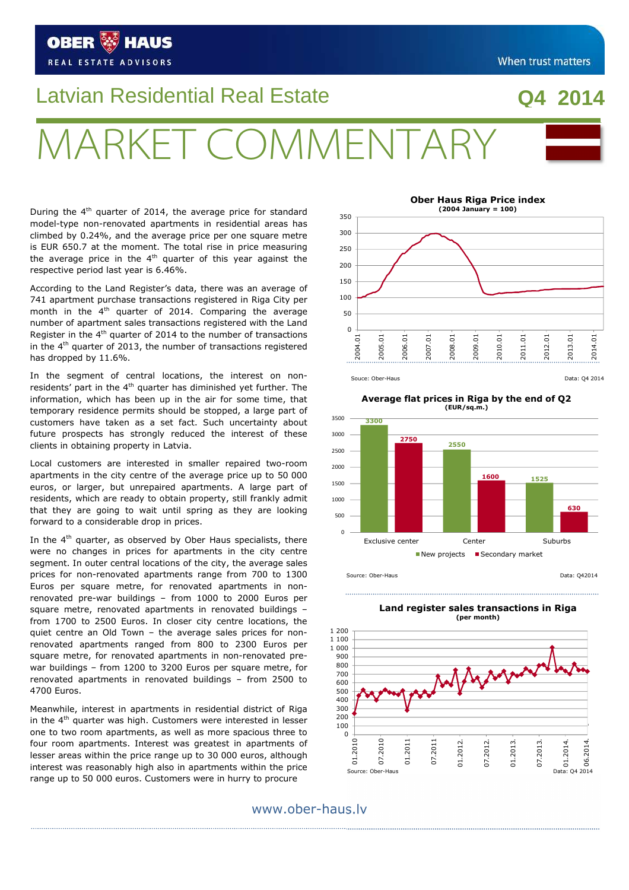# Latvian Residential Real Estate

## Q4 2014

# MARKET COMMENTARY

During the 4th quarter of 2014, the average price for standard model-type non-renovated apartments in residential areas has climbed by 0.24%, and the average price per one square metre is EUR 650.7 at the moment. The total rise in price measuring the average price in the 4th quarter of this year against the respective period last year is 6.46%.

According to the Land Register's data, there was an average of 741 apartment purchase transactions registered in Riga City per month in the 4th quarter of 2014. Comparing the average number of apartment sales transactions registered with the Land Register in the 4th quarter of 2014 to the number of transactions in the 4th quarter of 2013, the number of transactions registered has dropped by 11.6%.

In the segment of central locations, the interest on non-residents' part in the 4th quarter has diminished yet further. The information, which has been up in the air for some time, that temporary residence permits should be stopped, a large part of customers have taken as a set fact. Such uncertainty about future prospects has strongly reduced the interest of these clients in obtaining property in Latvia.

Local customers are interested in smaller repaired two-room apartments in the city centre of the average price up to 50 000 euros, or larger, but unrepaired apartments. A large part of residents, which are ready to obtain property, still frankly admit that they are going to wait until spring as they are looking forward to a considerable drop in prices.

In the 4th quarter, as observed by Ober Haus specialists, there were no changes in prices for apartments in the city centre segment. In outer central locations of the city, the average sales prices for non-renovated apartments range from 700 to 1300 Euros per square metre, for renovated apartments in non-renovated pre-war buildings – from 1000 to 2000 Euros per square metre, renovated apartments in renovated buildings – from 1700 to 2500 Euros. In closer city centre locations, the quiet centre an Old Town – the average sales prices for non-renovated apartments ranged from 800 to 2300 Euros per square metre, for renovated apartments in non-renovated pre-war buildings – from 1200 to 3200 Euros per square metre, for renovated apartments in renovated buildings – from 2500 to 4700 Euros.

Meanwhile, interest in apartments in residential district of Riga in the 4th quarter was high. Customers were interested in lesser one to two room apartments, as well as more spacious three to four room apartments. Interest was greatest in apartments of lesser areas within the price range up to 30 000 euros, although interest was reasonably high also in apartments within the price range up to 50 000 euros. Customers were in hurry to procure

**Ober Haus Riga Price index**
(2004 January = 100)

Souce: Ober-Haus — Data: Q4 2014

**Average flat prices in Riga by the end of Q2**
(EUR/sq.m.)

| | New projects | Secondary market |
|---|---|---|
| Exclusive center | 3300 | 2750 |
| Center | 2550 | 1600 |
| Suburbs | 1525 | 630 |

Source: Ober-Haus — Data: Q42014

**Land register sales transactions in Riga**
(per month)

Source: Ober-Haus — Data: Q4 2014

www.ober-haus.lv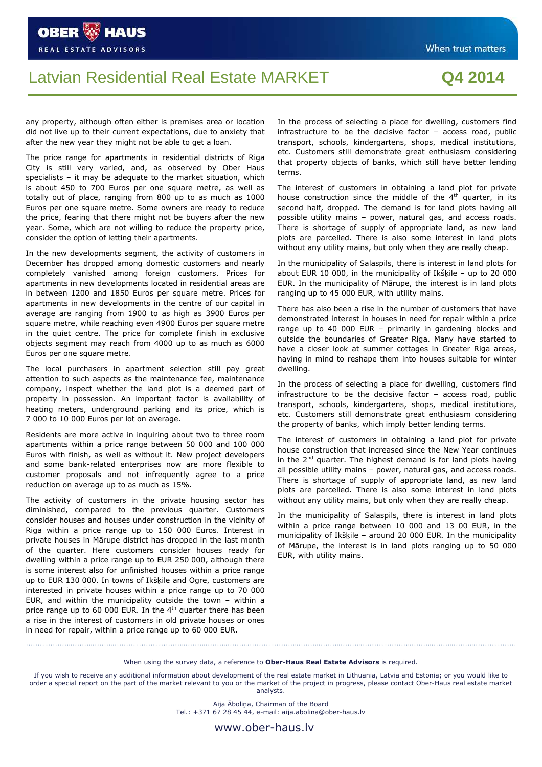any property, although often either is premises area or location did not live up to their current expectations, due to anxiety that after the new year they might not be able to get a loan.

The price range for apartments in residential districts of Riga City is still very varied, and, as observed by Ober Haus specialists – it may be adequate to the market situation, which is about 450 to 700 Euros per one square metre, as well as totally out of place, ranging from 800 up to as much as 1000 Euros per one square metre. Some owners are ready to reduce the price, fearing that there might not be buyers after the new year. Some, which are not willing to reduce the property price, consider the option of letting their apartments.

In the new developments segment, the activity of customers in December has dropped among domestic customers and nearly completely vanished among foreign customers. Prices for apartments in new developments located in residential areas are in between 1200 and 1850 Euros per square metre. Prices for apartments in new developments in the centre of our capital in average are ranging from 1900 to as high as 3900 Euros per square metre, while reaching even 4900 Euros per square metre in the quiet centre. The price for complete finish in exclusive objects segment may reach from 4000 up to as much as 6000 Euros per one square metre.

The local purchasers in apartment selection still pay great attention to such aspects as the maintenance fee, maintenance company, inspect whether the land plot is a deemed part of property in possession. An important factor is availability of heating meters, underground parking and its price, which is 7 000 to 10 000 Euros per lot on average.

Residents are more active in inquiring about two to three room apartments within a price range between 50 000 and 100 000 Euros with finish, as well as without it. New project developers and some bank-related enterprises now are more flexible to customer proposals and not infrequently agree to a price reduction on average up to as much as 15%.

The activity of customers in the private housing sector has diminished, compared to the previous quarter. Customers consider houses and houses under construction in the vicinity of Riga within a price range up to 150 000 Euros. Interest in private houses in Mārupe district has dropped in the last month of the quarter. Here customers consider houses ready for dwelling within a price range up to EUR 250 000, although there is some interest also for unfinished houses within a price range up to EUR 130 000. In towns of Ikšķile and Ogre, customers are interested in private houses within a price range up to 70 000 EUR, and within the municipality outside the town – within a price range up to 60 000 EUR. In the 4th quarter there has been a rise in the interest of customers in old private houses or ones in need for repair, within a price range up to 60 000 EUR.

In the process of selecting a place for dwelling, customers find infrastructure to be the decisive factor – access road, public transport, schools, kindergartens, shops, medical institutions, etc. Customers still demonstrate great enthusiasm considering that property objects of banks, which still have better lending terms.

The interest of customers in obtaining a land plot for private house construction since the middle of the 4th quarter, in its second half, dropped. The demand is for land plots having all possible utility mains – power, natural gas, and access roads. There is shortage of supply of appropriate land, as new land plots are parcelled. There is also some interest in land plots without any utility mains, but only when they are really cheap.

In the municipality of Salaspils, there is interest in land plots for about EUR 10 000, in the municipality of Ikšķile – up to 20 000 EUR. In the municipality of Mārupe, the interest is in land plots ranging up to 45 000 EUR, with utility mains.

There has also been a rise in the number of customers that have demonstrated interest in houses in need for repair within a price range up to 40 000 EUR – primarily in gardening blocks and outside the boundaries of Greater Riga. Many have started to have a closer look at summer cottages in Greater Riga areas, having in mind to reshape them into houses suitable for winter dwelling.

In the process of selecting a place for dwelling, customers find infrastructure to be the decisive factor – access road, public transport, schools, kindergartens, shops, medical institutions, etc. Customers still demonstrate great enthusiasm considering the property of banks, which imply better lending terms.

The interest of customers in obtaining a land plot for private house construction that increased since the New Year continues in the 2nd quarter. The highest demand is for land plots having all possible utility mains – power, natural gas, and access roads. There is shortage of supply of appropriate land, as new land plots are parcelled. There is also some interest in land plots without any utility mains, but only when they are really cheap.

In the municipality of Salaspils, there is interest in land plots within a price range between 10 000 and 13 00 EUR, in the municipality of Ikšķile – around 20 000 EUR. In the municipality of Mārupe, the interest is in land plots ranging up to 50 000 EUR, with utility mains.

---

When using the survey data, a reference to **Ober-Haus Real Estate Advisors** is required.

If you wish to receive any additional information about development of the real estate market in Lithuania, Latvia and Estonia; or you would like to order a special report on the part of the market relevant to you or the market of the project in progress, please contact Ober-Haus real estate market analysts.

Aija Āboliņa, Chairman of the Board
Tel.: +371 67 28 45 44, e-mail: aija.abolina@ober-haus.lv

www.ober-haus.lv